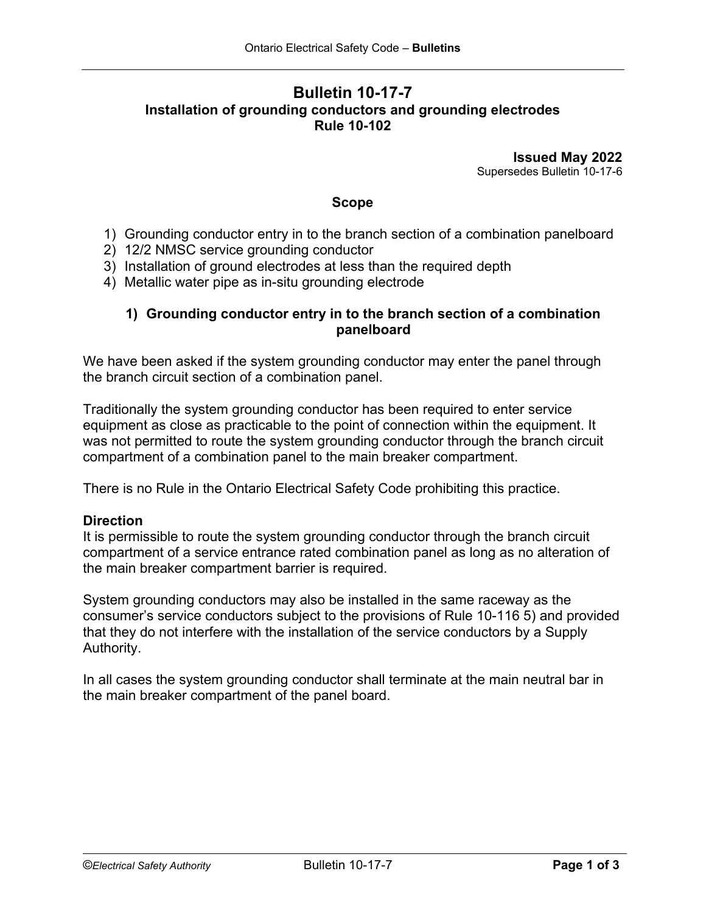# Bulletin 10-17-7

**Installation of grounding conductors and grounding electrodes**
**Rule 10-102**

**Issued May 2022**
Supersedes Bulletin 10-17-6

## Scope

1) Grounding conductor entry in to the branch section of a combination panelboard
2) 12/2 NMSC service grounding conductor
3) Installation of ground electrodes at less than the required depth
4) Metallic water pipe as in-situ grounding electrode

### 1) Grounding conductor entry in to the branch section of a combination panelboard

We have been asked if the system grounding conductor may enter the panel through the branch circuit section of a combination panel.

Traditionally the system grounding conductor has been required to enter service equipment as close as practicable to the point of connection within the equipment. It was not permitted to route the system grounding conductor through the branch circuit compartment of a combination panel to the main breaker compartment.

There is no Rule in the Ontario Electrical Safety Code prohibiting this practice.

**Direction**

It is permissible to route the system grounding conductor through the branch circuit compartment of a service entrance rated combination panel as long as no alteration of the main breaker compartment barrier is required.

System grounding conductors may also be installed in the same raceway as the consumer's service conductors subject to the provisions of Rule 10-116 5) and provided that they do not interfere with the installation of the service conductors by a Supply Authority.

In all cases the system grounding conductor shall terminate at the main neutral bar in the main breaker compartment of the panel board.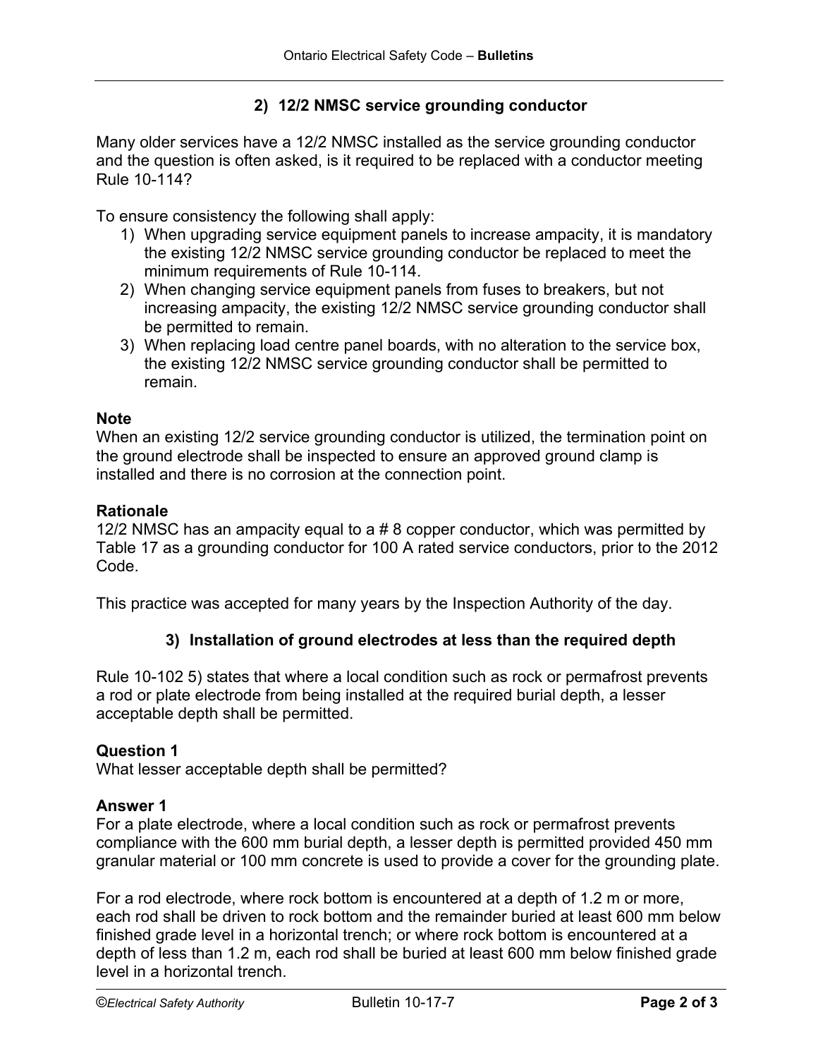## 2) 12/2 NMSC service grounding conductor

Many older services have a 12/2 NMSC installed as the service grounding conductor and the question is often asked, is it required to be replaced with a conductor meeting Rule 10-114?

To ensure consistency the following shall apply:

1) When upgrading service equipment panels to increase ampacity, it is mandatory the existing 12/2 NMSC service grounding conductor be replaced to meet the minimum requirements of Rule 10-114.
2) When changing service equipment panels from fuses to breakers, but not increasing ampacity, the existing 12/2 NMSC service grounding conductor shall be permitted to remain.
3) When replacing load centre panel boards, with no alteration to the service box, the existing 12/2 NMSC service grounding conductor shall be permitted to remain.

**Note**

When an existing 12/2 service grounding conductor is utilized, the termination point on the ground electrode shall be inspected to ensure an approved ground clamp is installed and there is no corrosion at the connection point.

**Rationale**

12/2 NMSC has an ampacity equal to a # 8 copper conductor, which was permitted by Table 17 as a grounding conductor for 100 A rated service conductors, prior to the 2012 Code.

This practice was accepted for many years by the Inspection Authority of the day.

## 3) Installation of ground electrodes at less than the required depth

Rule 10-102 5) states that where a local condition such as rock or permafrost prevents a rod or plate electrode from being installed at the required burial depth, a lesser acceptable depth shall be permitted.

**Question 1**

What lesser acceptable depth shall be permitted?

**Answer 1**

For a plate electrode, where a local condition such as rock or permafrost prevents compliance with the 600 mm burial depth, a lesser depth is permitted provided 450 mm granular material or 100 mm concrete is used to provide a cover for the grounding plate.

For a rod electrode, where rock bottom is encountered at a depth of 1.2 m or more, each rod shall be driven to rock bottom and the remainder buried at least 600 mm below finished grade level in a horizontal trench; or where rock bottom is encountered at a depth of less than 1.2 m, each rod shall be buried at least 600 mm below finished grade level in a horizontal trench.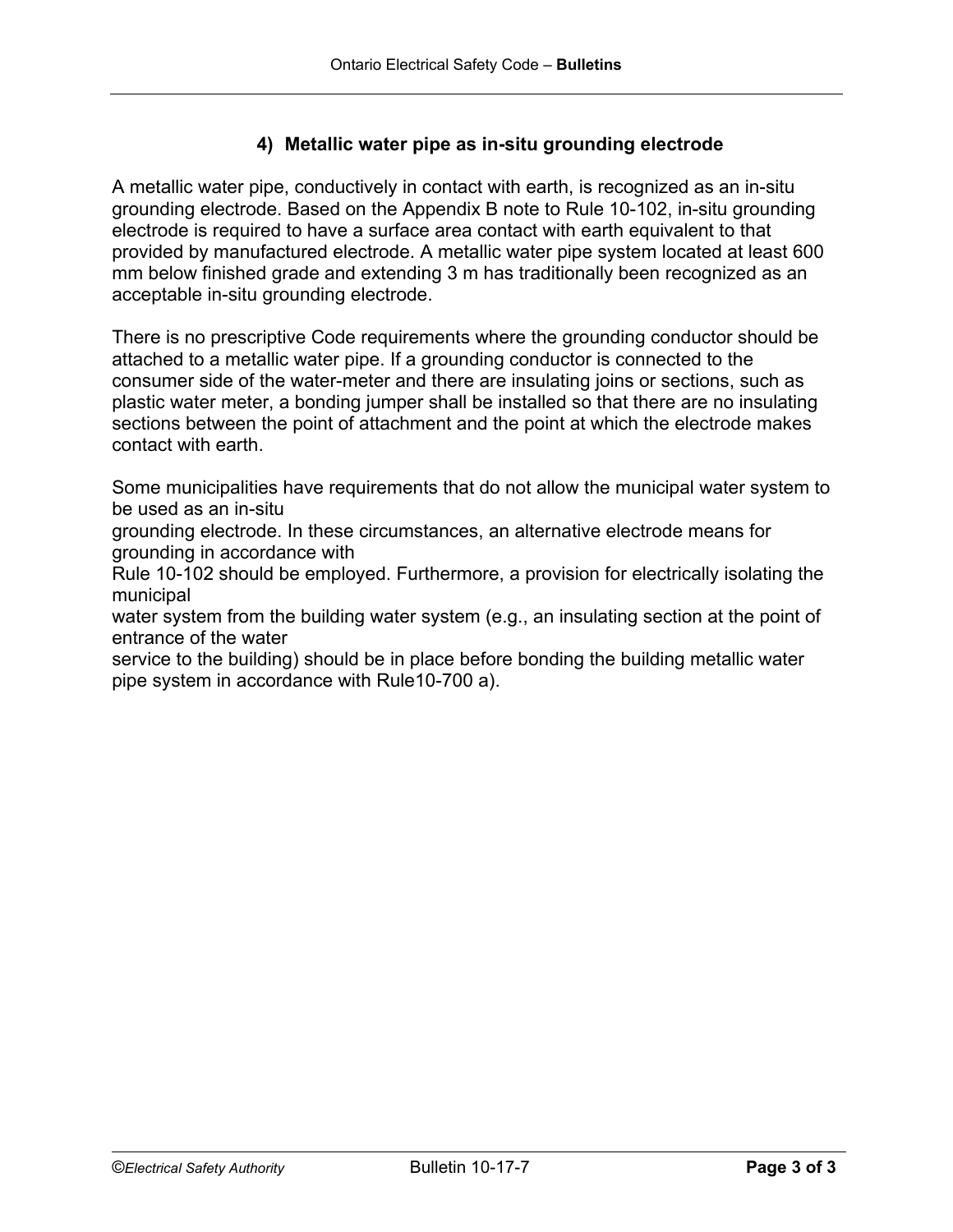### 4) Metallic water pipe as in-situ grounding electrode

A metallic water pipe, conductively in contact with earth, is recognized as an in-situ grounding electrode. Based on the Appendix B note to Rule 10-102, in-situ grounding electrode is required to have a surface area contact with earth equivalent to that provided by manufactured electrode. A metallic water pipe system located at least 600 mm below finished grade and extending 3 m has traditionally been recognized as an acceptable in-situ grounding electrode.

There is no prescriptive Code requirements where the grounding conductor should be attached to a metallic water pipe. If a grounding conductor is connected to the consumer side of the water-meter and there are insulating joins or sections, such as plastic water meter, a bonding jumper shall be installed so that there are no insulating sections between the point of attachment and the point at which the electrode makes contact with earth.

Some municipalities have requirements that do not allow the municipal water system to be used as an in-situ grounding electrode. In these circumstances, an alternative electrode means for grounding in accordance with Rule 10-102 should be employed. Furthermore, a provision for electrically isolating the municipal water system from the building water system (e.g., an insulating section at the point of entrance of the water service to the building) should be in place before bonding the building metallic water pipe system in accordance with Rule10-700 a).